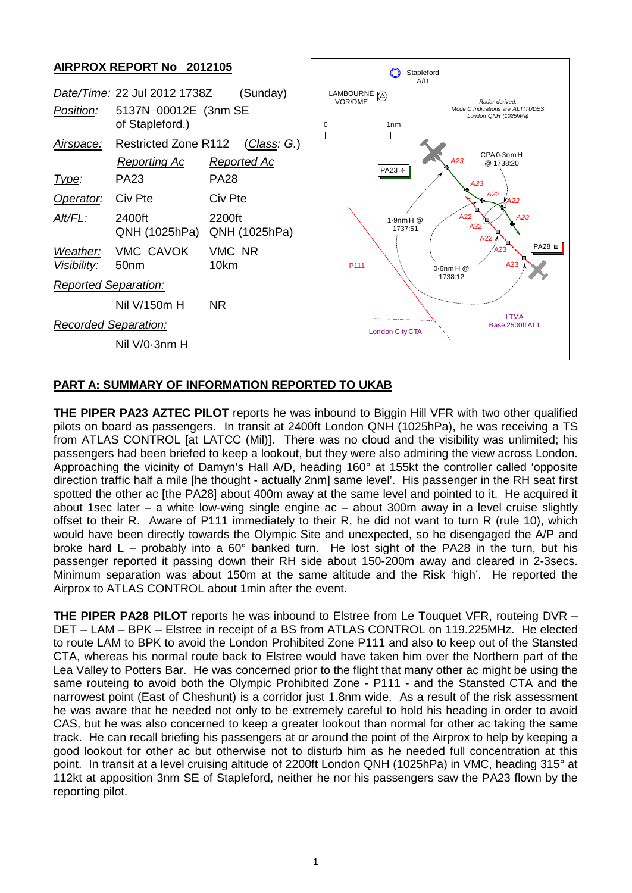## AIRPROX REPORT No 2012105

| | | |
|---|---|---|
| *Date/Time:* | 22 Jul 2012 1738Z (Sunday) | |
| *Position:* | 5137N 00012E (3nm SE of Stapleford.) | |
| *Airspace:* | Restricted Zone R112 (*Class*: G.) | |
| | *Reporting Ac* | *Reported Ac* |
| *Type:* | PA23 | PA28 |
| *Operator:* | Civ Pte | Civ Pte |
| *Alt/FL:* | 2400ft QNH (1025hPa) | 2200ft QNH (1025hPa) |
| *Weather:* | VMC CAVOK | VMC NR |
| *Visibility:* | 50nm | 10km |
| *Reported Separation:* | | |
| | Nil V/150m H | NR |
| *Recorded Separation:* | | |
| | Nil V/0·3nm H | |

## PART A: SUMMARY OF INFORMATION REPORTED TO UKAB

**THE PIPER PA23 AZTEC PILOT** reports he was inbound to Biggin Hill VFR with two other qualified pilots on board as passengers. In transit at 2400ft London QNH (1025hPa), he was receiving a TS from ATLAS CONTROL [at LATCC (Mil)]. There was no cloud and the visibility was unlimited; his passengers had been briefed to keep a lookout, but they were also admiring the view across London. Approaching the vicinity of Damyn's Hall A/D, heading 160° at 155kt the controller called 'opposite direction traffic half a mile [he thought - actually 2nm] same level'. His passenger in the RH seat first spotted the other ac [the PA28] about 400m away at the same level and pointed to it. He acquired it about 1sec later – a white low-wing single engine ac – about 300m away in a level cruise slightly offset to their R. Aware of P111 immediately to their R, he did not want to turn R (rule 10), which would have been directly towards the Olympic Site and unexpected, so he disengaged the A/P and broke hard L – probably into a 60° banked turn. He lost sight of the PA28 in the turn, but his passenger reported it passing down their RH side about 150-200m away and cleared in 2-3secs. Minimum separation was about 150m at the same altitude and the Risk 'high'. He reported the Airprox to ATLAS CONTROL about 1min after the event.

**THE PIPER PA28 PILOT** reports he was inbound to Elstree from Le Touquet VFR, routeing DVR – DET – LAM – BPK – Elstree in receipt of a BS from ATLAS CONTROL on 119.225MHz. He elected to route LAM to BPK to avoid the London Prohibited Zone P111 and also to keep out of the Stansted CTA, whereas his normal route back to Elstree would have taken him over the Northern part of the Lea Valley to Potters Bar. He was concerned prior to the flight that many other ac might be using the same routeing to avoid both the Olympic Prohibited Zone - P111 - and the Stansted CTA and the narrowest point (East of Cheshunt) is a corridor just 1.8nm wide. As a result of the risk assessment he was aware that he needed not only to be extremely careful to hold his heading in order to avoid CAS, but he was also concerned to keep a greater lookout than normal for other ac taking the same track. He can recall briefing his passengers at or around the point of the Airprox to help by keeping a good lookout for other ac but otherwise not to disturb him as he needed full concentration at this point. In transit at a level cruising altitude of 2200ft London QNH (1025hPa) in VMC, heading 315° at 112kt at apposition 3nm SE of Stapleford, neither he nor his passengers saw the PA23 flown by the reporting pilot.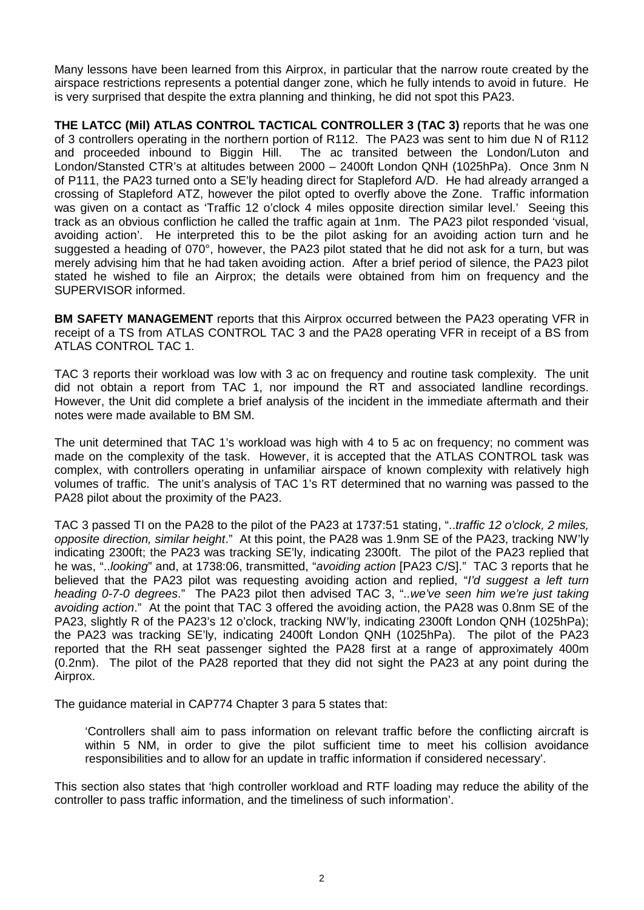Many lessons have been learned from this Airprox, in particular that the narrow route created by the airspace restrictions represents a potential danger zone, which he fully intends to avoid in future. He is very surprised that despite the extra planning and thinking, he did not spot this PA23.

**THE LATCC (Mil) ATLAS CONTROL TACTICAL CONTROLLER 3 (TAC 3)** reports that he was one of 3 controllers operating in the northern portion of R112. The PA23 was sent to him due N of R112 and proceeded inbound to Biggin Hill. The ac transited between the London/Luton and London/Stansted CTR's at altitudes between 2000 – 2400ft London QNH (1025hPa). Once 3nm N of P111, the PA23 turned onto a SE'ly heading direct for Stapleford A/D. He had already arranged a crossing of Stapleford ATZ, however the pilot opted to overfly above the Zone. Traffic information was given on a contact as 'Traffic 12 o'clock 4 miles opposite direction similar level.' Seeing this track as an obvious confliction he called the traffic again at 1nm. The PA23 pilot responded 'visual, avoiding action'. He interpreted this to be the pilot asking for an avoiding action turn and he suggested a heading of 070°, however, the PA23 pilot stated that he did not ask for a turn, but was merely advising him that he had taken avoiding action. After a brief period of silence, the PA23 pilot stated he wished to file an Airprox; the details were obtained from him on frequency and the SUPERVISOR informed.

**BM SAFETY MANAGEMENT** reports that this Airprox occurred between the PA23 operating VFR in receipt of a TS from ATLAS CONTROL TAC 3 and the PA28 operating VFR in receipt of a BS from ATLAS CONTROL TAC 1.

TAC 3 reports their workload was low with 3 ac on frequency and routine task complexity. The unit did not obtain a report from TAC 1, nor impound the RT and associated landline recordings. However, the Unit did complete a brief analysis of the incident in the immediate aftermath and their notes were made available to BM SM.

The unit determined that TAC 1's workload was high with 4 to 5 ac on frequency; no comment was made on the complexity of the task. However, it is accepted that the ATLAS CONTROL task was complex, with controllers operating in unfamiliar airspace of known complexity with relatively high volumes of traffic. The unit's analysis of TAC 1's RT determined that no warning was passed to the PA28 pilot about the proximity of the PA23.

TAC 3 passed TI on the PA28 to the pilot of the PA23 at 1737:51 stating, "..*traffic 12 o'clock, 2 miles, opposite direction, similar height*." At this point, the PA28 was 1.9nm SE of the PA23, tracking NW'ly indicating 2300ft; the PA23 was tracking SE'ly, indicating 2300ft. The pilot of the PA23 replied that he was, "..*looking*" and, at 1738:06, transmitted, "*avoiding action* [PA23 C/S]." TAC 3 reports that he believed that the PA23 pilot was requesting avoiding action and replied, "*I'd suggest a left turn heading 0-7-0 degrees*." The PA23 pilot then advised TAC 3, "..*we've seen him we're just taking avoiding action*." At the point that TAC 3 offered the avoiding action, the PA28 was 0.8nm SE of the PA23, slightly R of the PA23's 12 o'clock, tracking NW'ly, indicating 2300ft London QNH (1025hPa); the PA23 was tracking SE'ly, indicating 2400ft London QNH (1025hPa). The pilot of the PA23 reported that the RH seat passenger sighted the PA28 first at a range of approximately 400m (0.2nm). The pilot of the PA28 reported that they did not sight the PA23 at any point during the Airprox.

The guidance material in CAP774 Chapter 3 para 5 states that:

> 'Controllers shall aim to pass information on relevant traffic before the conflicting aircraft is within 5 NM, in order to give the pilot sufficient time to meet his collision avoidance responsibilities and to allow for an update in traffic information if considered necessary'.

This section also states that 'high controller workload and RTF loading may reduce the ability of the controller to pass traffic information, and the timeliness of such information'.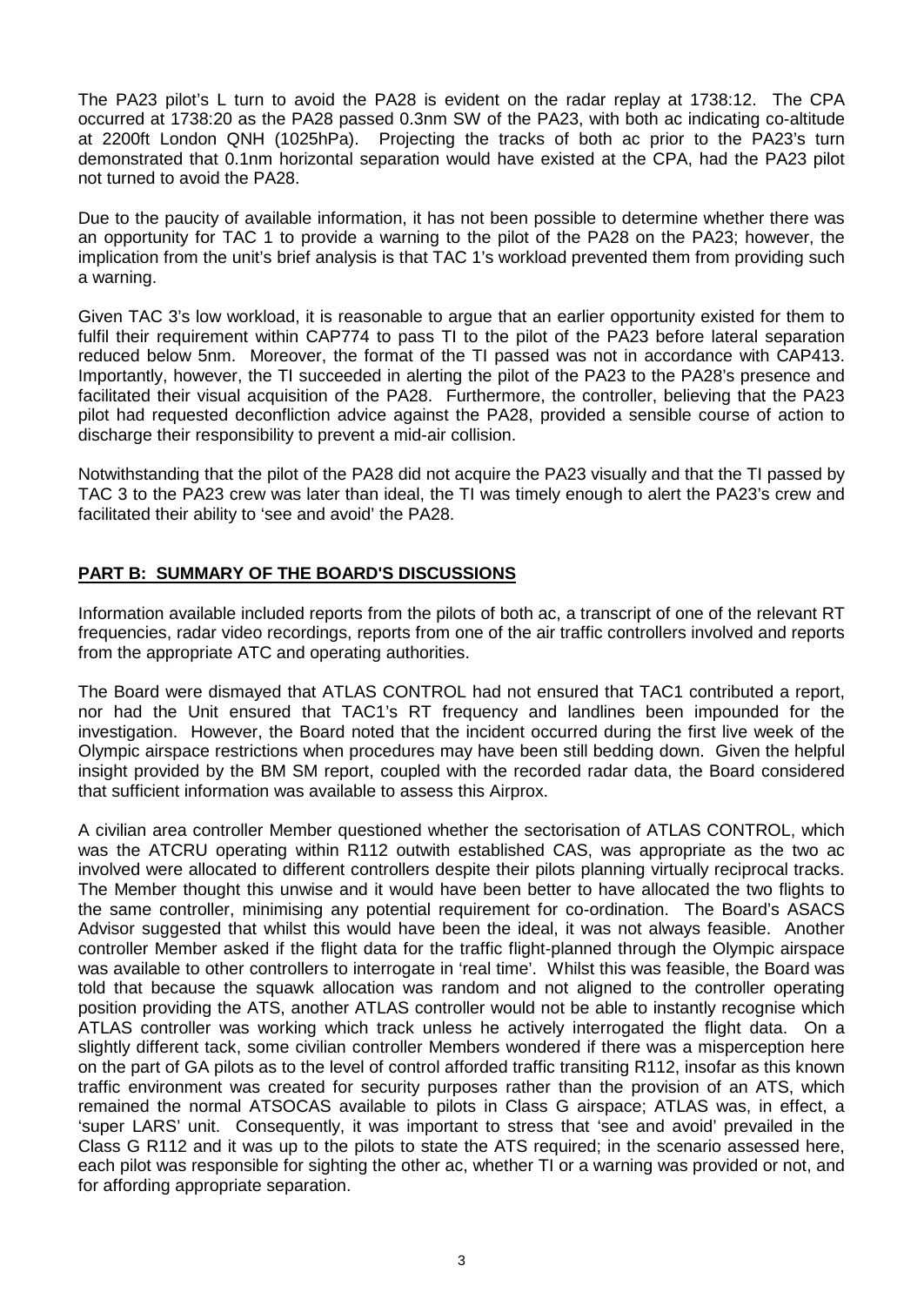The PA23 pilot's L turn to avoid the PA28 is evident on the radar replay at 1738:12. The CPA occurred at 1738:20 as the PA28 passed 0.3nm SW of the PA23, with both ac indicating co-altitude at 2200ft London QNH (1025hPa). Projecting the tracks of both ac prior to the PA23's turn demonstrated that 0.1nm horizontal separation would have existed at the CPA, had the PA23 pilot not turned to avoid the PA28.

Due to the paucity of available information, it has not been possible to determine whether there was an opportunity for TAC 1 to provide a warning to the pilot of the PA28 on the PA23; however, the implication from the unit's brief analysis is that TAC 1's workload prevented them from providing such a warning.

Given TAC 3's low workload, it is reasonable to argue that an earlier opportunity existed for them to fulfil their requirement within CAP774 to pass TI to the pilot of the PA23 before lateral separation reduced below 5nm. Moreover, the format of the TI passed was not in accordance with CAP413. Importantly, however, the TI succeeded in alerting the pilot of the PA23 to the PA28's presence and facilitated their visual acquisition of the PA28. Furthermore, the controller, believing that the PA23 pilot had requested deconfliction advice against the PA28, provided a sensible course of action to discharge their responsibility to prevent a mid-air collision.

Notwithstanding that the pilot of the PA28 did not acquire the PA23 visually and that the TI passed by TAC 3 to the PA23 crew was later than ideal, the TI was timely enough to alert the PA23's crew and facilitated their ability to 'see and avoid' the PA28.

## PART B: SUMMARY OF THE BOARD'S DISCUSSIONS

Information available included reports from the pilots of both ac, a transcript of one of the relevant RT frequencies, radar video recordings, reports from one of the air traffic controllers involved and reports from the appropriate ATC and operating authorities.

The Board were dismayed that ATLAS CONTROL had not ensured that TAC1 contributed a report, nor had the Unit ensured that TAC1's RT frequency and landlines been impounded for the investigation. However, the Board noted that the incident occurred during the first live week of the Olympic airspace restrictions when procedures may have been still bedding down. Given the helpful insight provided by the BM SM report, coupled with the recorded radar data, the Board considered that sufficient information was available to assess this Airprox.

A civilian area controller Member questioned whether the sectorisation of ATLAS CONTROL, which was the ATCRU operating within R112 outwith established CAS, was appropriate as the two ac involved were allocated to different controllers despite their pilots planning virtually reciprocal tracks. The Member thought this unwise and it would have been better to have allocated the two flights to the same controller, minimising any potential requirement for co-ordination. The Board's ASACS Advisor suggested that whilst this would have been the ideal, it was not always feasible. Another controller Member asked if the flight data for the traffic flight-planned through the Olympic airspace was available to other controllers to interrogate in 'real time'. Whilst this was feasible, the Board was told that because the squawk allocation was random and not aligned to the controller operating position providing the ATS, another ATLAS controller would not be able to instantly recognise which ATLAS controller was working which track unless he actively interrogated the flight data. On a slightly different tack, some civilian controller Members wondered if there was a misperception here on the part of GA pilots as to the level of control afforded traffic transiting R112, insofar as this known traffic environment was created for security purposes rather than the provision of an ATS, which remained the normal ATSOCAS available to pilots in Class G airspace; ATLAS was, in effect, a 'super LARS' unit. Consequently, it was important to stress that 'see and avoid' prevailed in the Class G R112 and it was up to the pilots to state the ATS required; in the scenario assessed here, each pilot was responsible for sighting the other ac, whether TI or a warning was provided or not, and for affording appropriate separation.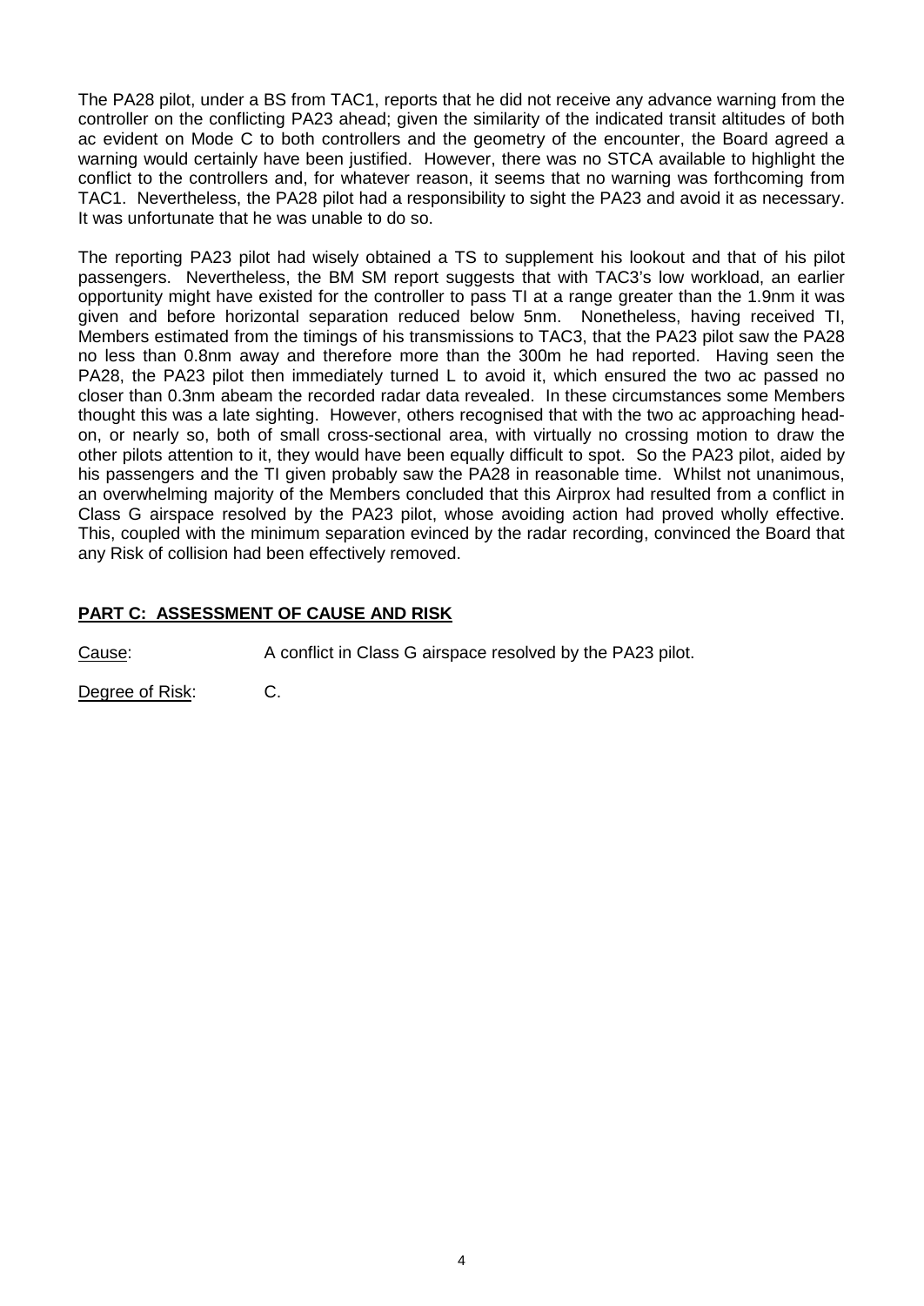The PA28 pilot, under a BS from TAC1, reports that he did not receive any advance warning from the controller on the conflicting PA23 ahead; given the similarity of the indicated transit altitudes of both ac evident on Mode C to both controllers and the geometry of the encounter, the Board agreed a warning would certainly have been justified. However, there was no STCA available to highlight the conflict to the controllers and, for whatever reason, it seems that no warning was forthcoming from TAC1. Nevertheless, the PA28 pilot had a responsibility to sight the PA23 and avoid it as necessary. It was unfortunate that he was unable to do so.

The reporting PA23 pilot had wisely obtained a TS to supplement his lookout and that of his pilot passengers. Nevertheless, the BM SM report suggests that with TAC3's low workload, an earlier opportunity might have existed for the controller to pass TI at a range greater than the 1.9nm it was given and before horizontal separation reduced below 5nm. Nonetheless, having received TI, Members estimated from the timings of his transmissions to TAC3, that the PA23 pilot saw the PA28 no less than 0.8nm away and therefore more than the 300m he had reported. Having seen the PA28, the PA23 pilot then immediately turned L to avoid it, which ensured the two ac passed no closer than 0.3nm abeam the recorded radar data revealed. In these circumstances some Members thought this was a late sighting. However, others recognised that with the two ac approaching head-on, or nearly so, both of small cross-sectional area, with virtually no crossing motion to draw the other pilots attention to it, they would have been equally difficult to spot. So the PA23 pilot, aided by his passengers and the TI given probably saw the PA28 in reasonable time. Whilst not unanimous, an overwhelming majority of the Members concluded that this Airprox had resulted from a conflict in Class G airspace resolved by the PA23 pilot, whose avoiding action had proved wholly effective. This, coupled with the minimum separation evinced by the radar recording, convinced the Board that any Risk of collision had been effectively removed.

## PART C: ASSESSMENT OF CAUSE AND RISK

Cause: A conflict in Class G airspace resolved by the PA23 pilot.

Degree of Risk: C.